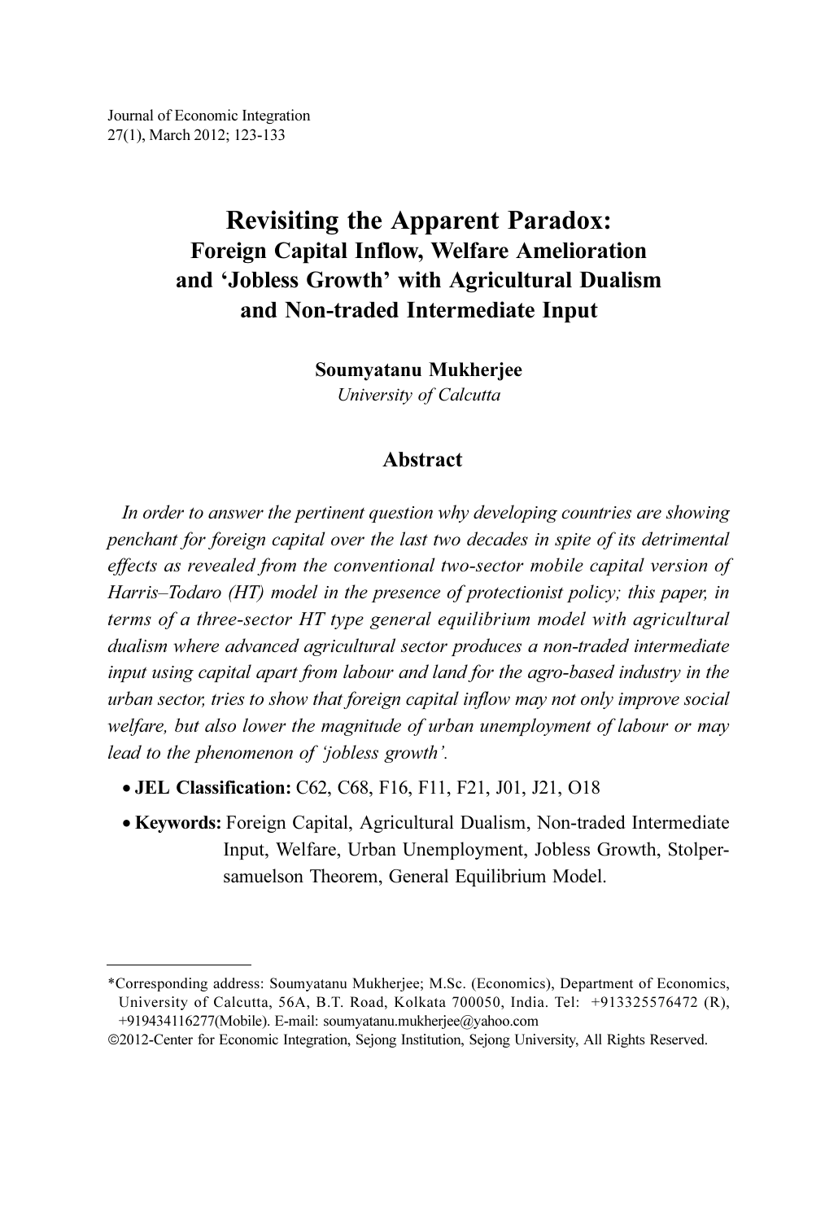# Revisiting the Apparent Paradox:

## Foreign Capital Inflow, Welfare Amelioration and 'Jobless Growth' with Agricultural Dualism and Non-traded Intermediate Input

**Soumyatanu Mukherjee**

*University of Calcutta*

## Abstract

*In order to answer the pertinent question why developing countries are showing penchant for foreign capital over the last two decades in spite of its detrimental effects as revealed from the conventional two-sector mobile capital version of Harris–Todaro (HT) model in the presence of protectionist policy; this paper, in terms of a three-sector HT type general equilibrium model with agricultural dualism where advanced agricultural sector produces a non-traded intermediate input using capital apart from labour and land for the agro-based industry in the urban sector, tries to show that foreign capital inflow may not only improve social welfare, but also lower the magnitude of urban unemployment of labour or may lead to the phenomenon of 'jobless growth'.*

- **JEL Classification:** C62, C68, F16, F11, F21, J01, J21, O18
- **Keywords:** Foreign Capital, Agricultural Dualism, Non-traded Intermediate Input, Welfare, Urban Unemployment, Jobless Growth, Stolper-samuelson Theorem, General Equilibrium Model.

---

*Corresponding address: Soumyatanu Mukherjee; M.Sc. (Economics), Department of Economics, University of Calcutta, 56A, B.T. Road, Kolkata 700050, India. Tel: +913325576472 (R), +919434116277(Mobile). E-mail: soumyatanu.mukherjee@yahoo.com

©2012-Center for Economic Integration, Sejong Institution, Sejong University, All Rights Reserved.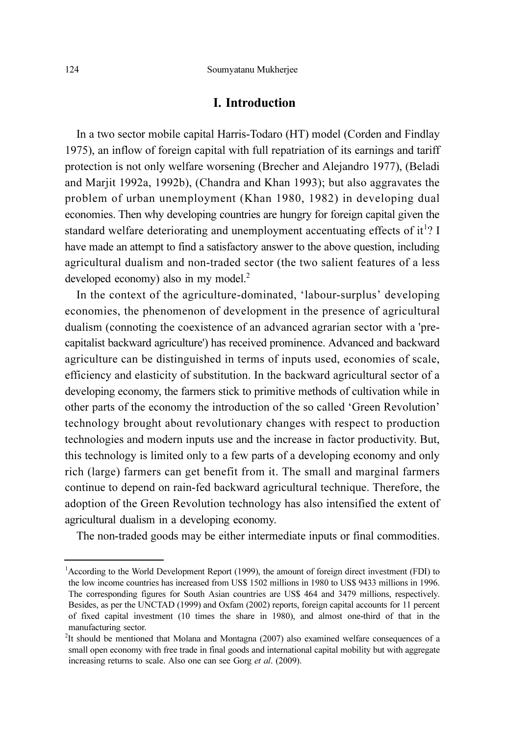# I. Introduction

In a two sector mobile capital Harris-Todaro (HT) model (Corden and Findlay 1975), an inflow of foreign capital with full repatriation of its earnings and tariff protection is not only welfare worsening (Brecher and Alejandro 1977), (Beladi and Marjit 1992a, 1992b), (Chandra and Khan 1993); but also aggravates the problem of urban unemployment (Khan 1980, 1982) in developing dual economies. Then why developing countries are hungry for foreign capital given the standard welfare deteriorating and unemployment accentuating effects of it[1]? I have made an attempt to find a satisfactory answer to the above question, including agricultural dualism and non-traded sector (the two salient features of a less developed economy) also in my model.[2]

In the context of the agriculture-dominated, 'labour-surplus' developing economies, the phenomenon of development in the presence of agricultural dualism (connoting the coexistence of an advanced agrarian sector with a 'pre-capitalist backward agriculture') has received prominence. Advanced and backward agriculture can be distinguished in terms of inputs used, economies of scale, efficiency and elasticity of substitution. In the backward agricultural sector of a developing economy, the farmers stick to primitive methods of cultivation while in other parts of the economy the introduction of the so called 'Green Revolution' technology brought about revolutionary changes with respect to production technologies and modern inputs use and the increase in factor productivity. But, this technology is limited only to a few parts of a developing economy and only rich (large) farmers can get benefit from it. The small and marginal farmers continue to depend on rain-fed backward agricultural technique. Therefore, the adoption of the Green Revolution technology has also intensified the extent of agricultural dualism in a developing economy.

The non-traded goods may be either intermediate inputs or final commodities.

---

[1] According to the World Development Report (1999), the amount of foreign direct investment (FDI) to the low income countries has increased from US$ 1502 millions in 1980 to US$ 9433 millions in 1996. The corresponding figures for South Asian countries are US$ 464 and 3479 millions, respectively. Besides, as per the UNCTAD (1999) and Oxfam (2002) reports, foreign capital accounts for 11 percent of fixed capital investment (10 times the share in 1980), and almost one-third of that in the manufacturing sector.

[2] It should be mentioned that Molana and Montagna (2007) also examined welfare consequences of a small open economy with free trade in final goods and international capital mobility but with aggregate increasing returns to scale. Also one can see Gorg *et al*. (2009).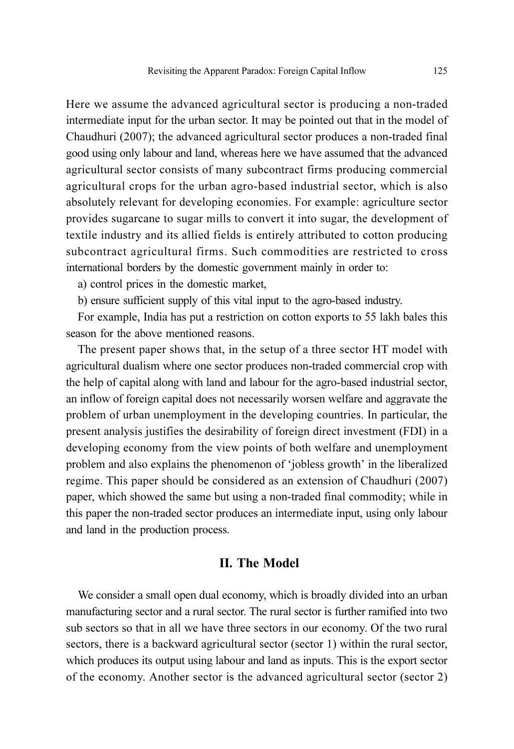Here we assume the advanced agricultural sector is producing a non-traded intermediate input for the urban sector. It may be pointed out that in the model of Chaudhuri (2007); the advanced agricultural sector produces a non-traded final good using only labour and land, whereas here we have assumed that the advanced agricultural sector consists of many subcontract firms producing commercial agricultural crops for the urban agro-based industrial sector, which is also absolutely relevant for developing economies. For example: agriculture sector provides sugarcane to sugar mills to convert it into sugar, the development of textile industry and its allied fields is entirely attributed to cotton producing subcontract agricultural firms. Such commodities are restricted to cross international borders by the domestic government mainly in order to:

a) control prices in the domestic market,

b) ensure sufficient supply of this vital input to the agro-based industry.

For example, India has put a restriction on cotton exports to 55 lakh bales this season for the above mentioned reasons.

The present paper shows that, in the setup of a three sector HT model with agricultural dualism where one sector produces non-traded commercial crop with the help of capital along with land and labour for the agro-based industrial sector, an inflow of foreign capital does not necessarily worsen welfare and aggravate the problem of urban unemployment in the developing countries. In particular, the present analysis justifies the desirability of foreign direct investment (FDI) in a developing economy from the view points of both welfare and unemployment problem and also explains the phenomenon of 'jobless growth' in the liberalized regime. This paper should be considered as an extension of Chaudhuri (2007) paper, which showed the same but using a non-traded final commodity; while in this paper the non-traded sector produces an intermediate input, using only labour and land in the production process.

## II. The Model

We consider a small open dual economy, which is broadly divided into an urban manufacturing sector and a rural sector. The rural sector is further ramified into two sub sectors so that in all we have three sectors in our economy. Of the two rural sectors, there is a backward agricultural sector (sector 1) within the rural sector, which produces its output using labour and land as inputs. This is the export sector of the economy. Another sector is the advanced agricultural sector (sector 2)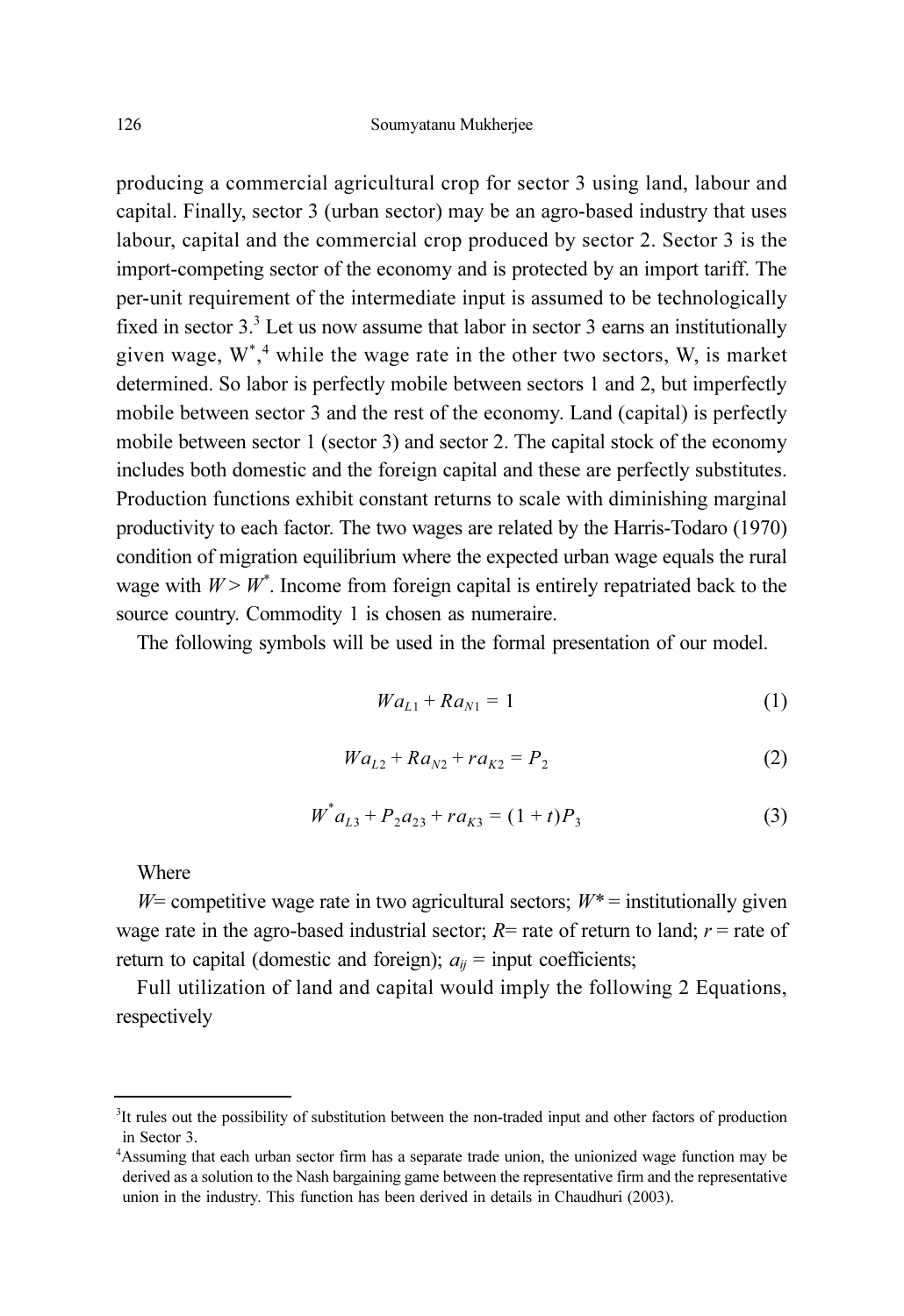producing a commercial agricultural crop for sector 3 using land, labour and capital. Finally, sector 3 (urban sector) may be an agro-based industry that uses labour, capital and the commercial crop produced by sector 2. Sector 3 is the import-competing sector of the economy and is protected by an import tariff. The per-unit requirement of the intermediate input is assumed to be technologically fixed in sector 3.[3] Let us now assume that labor in sector 3 earns an institutionally given wage, $W^*$,[4] while the wage rate in the other two sectors, W, is market determined. So labor is perfectly mobile between sectors 1 and 2, but imperfectly mobile between sector 3 and the rest of the economy. Land (capital) is perfectly mobile between sector 1 (sector 3) and sector 2. The capital stock of the economy includes both domestic and the foreign capital and these are perfectly substitutes. Production functions exhibit constant returns to scale with diminishing marginal productivity to each factor. The two wages are related by the Harris-Todaro (1970) condition of migration equilibrium where the expected urban wage equals the rural wage with $W > W^*$. Income from foreign capital is entirely repatriated back to the source country. Commodity 1 is chosen as numeraire.

The following symbols will be used in the formal presentation of our model.

$$Wa_{L1} + Ra_{N1} = 1 \tag{1}$$

$$Wa_{L2} + Ra_{N2} + ra_{K2} = P_2 \tag{2}$$

$$W^* a_{L3} + P_2 a_{23} + ra_{K3} = (1 + t)P_3 \tag{3}$$

Where

$W$= competitive wage rate in two agricultural sectors; $W$* = institutionally given wage rate in the agro-based industrial sector; $R$= rate of return to land; $r$ = rate of return to capital (domestic and foreign); $a_{ij}$ = input coefficients;

Full utilization of land and capital would imply the following 2 Equations, respectively

---

[3]It rules out the possibility of substitution between the non-traded input and other factors of production in Sector 3.

[4]Assuming that each urban sector firm has a separate trade union, the unionized wage function may be derived as a solution to the Nash bargaining game between the representative firm and the representative union in the industry. This function has been derived in details in Chaudhuri (2003).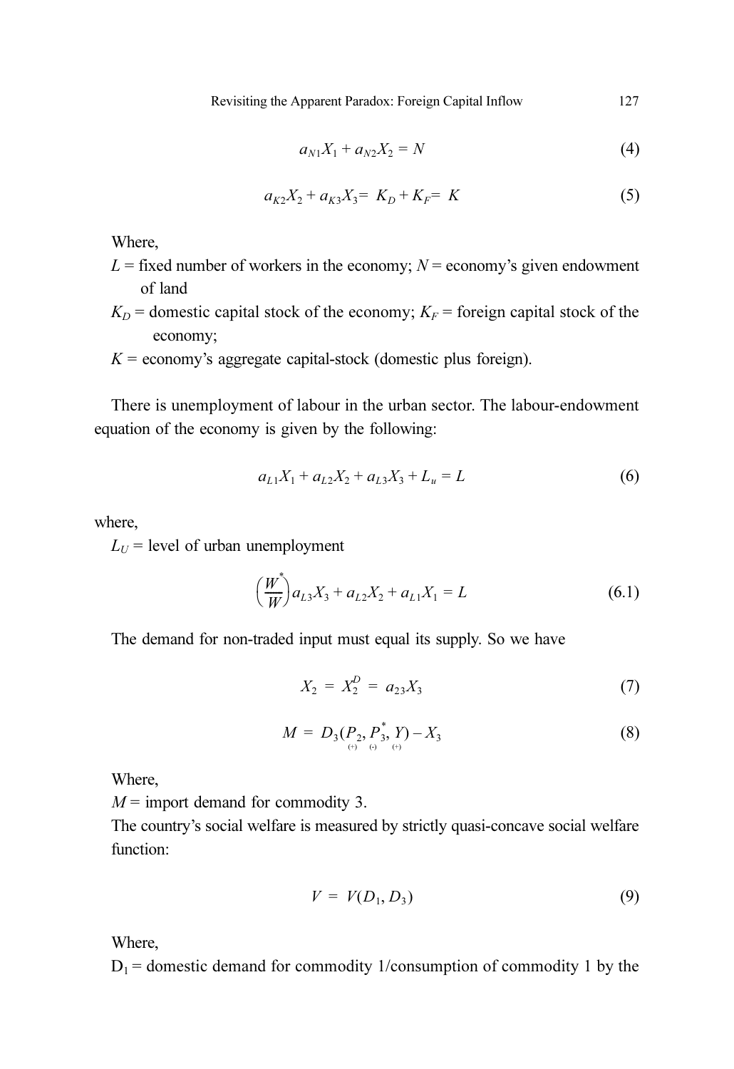$$a_{N1}X_1 + a_{N2}X_2 = N \tag{4}$$

$$a_{K2}X_2 + a_{K3}X_3 = K_D + K_F = K \tag{5}$$

Where,

$L$ = fixed number of workers in the economy; $N$ = economy's given endowment of land

$K_D$ = domestic capital stock of the economy; $K_F$ = foreign capital stock of the economy;

$K$ = economy's aggregate capital-stock (domestic plus foreign).

There is unemployment of labour in the urban sector. The labour-endowment equation of the economy is given by the following:

$$a_{L1}X_1 + a_{L2}X_2 + a_{L3}X_3 + L_u = L \tag{6}$$

where,

$L_U$ = level of urban unemployment

$$\left(\frac{W^*}{W}\right)a_{L3}X_3 + a_{L2}X_2 + a_{L1}X_1 = L \tag{6.1}$$

The demand for non-traded input must equal its supply. So we have

$$X_2 = X_2^D = a_{23}X_3 \tag{7}$$

$$M = D_3(\underset{(+)}{P_2}, \underset{(-)}{P_3^*}, \underset{(+)}{Y}) - X_3 \tag{8}$$

Where,

$M$ = import demand for commodity 3.

The country's social welfare is measured by strictly quasi-concave social welfare function:

$$V = V(D_1, D_3) \tag{9}$$

Where,

$D_1$ = domestic demand for commodity 1/consumption of commodity 1 by the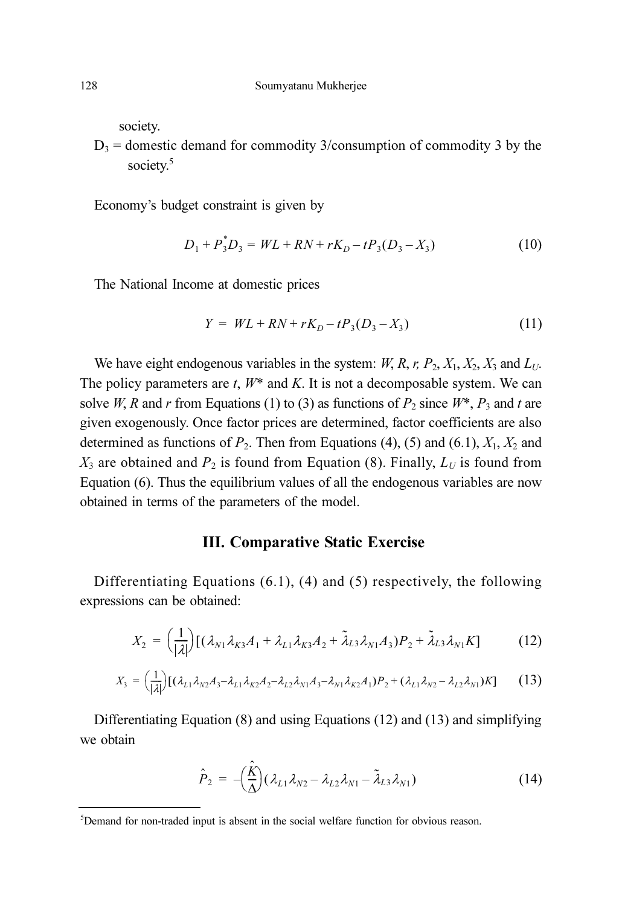society.

$D_3$ = domestic demand for commodity 3/consumption of commodity 3 by the society.[5]

Economy's budget constraint is given by

$$D_1 + P_3^* D_3 = WL + RN + rK_D - tP_3(D_3 - X_3) \tag{10}$$

The National Income at domestic prices

$$Y = WL + RN + rK_D - tP_3(D_3 - X_3) \tag{11}$$

We have eight endogenous variables in the system: $W$, $R$, $r$, $P_2$, $X_1$, $X_2$, $X_3$ and $L_U$. The policy parameters are $t$, $W^*$ and $K$. It is not a decomposable system. We can solve $W$, $R$ and $r$ from Equations (1) to (3) as functions of $P_2$ since $W^*$, $P_3$ and $t$ are given exogenously. Once factor prices are determined, factor coefficients are also determined as functions of $P_2$. Then from Equations (4), (5) and (6.1), $X_1$, $X_2$ and $X_3$ are obtained and $P_2$ is found from Equation (8). Finally, $L_U$ is found from Equation (6). Thus the equilibrium values of all the endogenous variables are now obtained in terms of the parameters of the model.

## III. Comparative Static Exercise

Differentiating Equations (6.1), (4) and (5) respectively, the following expressions can be obtained:

$$X_2 = \left(\frac{1}{|\lambda|}\right)[(\lambda_{N1}\lambda_{K3}A_1 + \lambda_{L1}\lambda_{K3}A_2 + \tilde{\lambda}_{L3}\lambda_{N1}A_3)P_2 + \tilde{\lambda}_{L3}\lambda_{N1}K] \tag{12}$$

$$X_3 = \left(\frac{1}{|\lambda|}\right)[(\lambda_{L1}\lambda_{N2}A_3 - \lambda_{L1}\lambda_{K2}A_2 - \lambda_{L2}\lambda_{N1}A_3 - \lambda_{N1}\lambda_{K2}A_1)P_2 + (\lambda_{L1}\lambda_{N2} - \lambda_{L2}\lambda_{N1})K] \tag{13}$$

Differentiating Equation (8) and using Equations (12) and (13) and simplifying we obtain

$$\hat{P}_2 = -\left(\frac{\hat{K}}{\Delta}\right)(\lambda_{L1}\lambda_{N2} - \lambda_{L2}\lambda_{N1} - \tilde{\lambda}_{L3}\lambda_{N1}) \tag{14}$$

[5] Demand for non-traded input is absent in the social welfare function for obvious reason.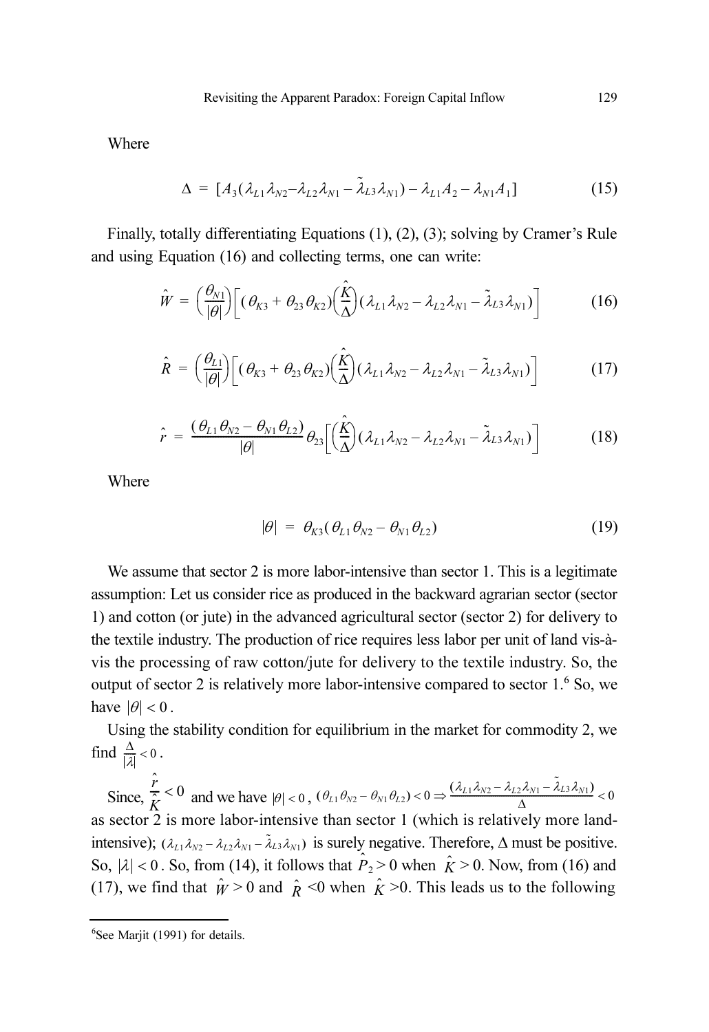Where

$$\Delta = [A_3(\lambda_{L1}\lambda_{N2} - \lambda_{L2}\lambda_{N1} - \tilde{\lambda}_{L3}\lambda_{N1}) - \lambda_{L1}A_2 - \lambda_{N1}A_1] \tag{15}$$

Finally, totally differentiating Equations (1), (2), (3); solving by Cramer's Rule and using Equation (16) and collecting terms, one can write:

$$\hat{W} = \left(\frac{\theta_{N1}}{|\theta|}\right)\left[(\theta_{K3} + \theta_{23}\theta_{K2})\left(\frac{\hat{K}}{\Delta}\right)(\lambda_{L1}\lambda_{N2} - \lambda_{L2}\lambda_{N1} - \tilde{\lambda}_{L3}\lambda_{N1})\right] \tag{16}$$

$$\hat{R} = \left(\frac{\theta_{L1}}{|\theta|}\right)\left[(\theta_{K3} + \theta_{23}\theta_{K2})\left(\frac{\hat{K}}{\Delta}\right)(\lambda_{L1}\lambda_{N2} - \lambda_{L2}\lambda_{N1} - \tilde{\lambda}_{L3}\lambda_{N1})\right] \tag{17}$$

$$\hat{r} = \frac{(\theta_{L1}\theta_{N2} - \theta_{N1}\theta_{L2})}{|\theta|}\theta_{23}\left[\left(\frac{\hat{K}}{\Delta}\right)(\lambda_{L1}\lambda_{N2} - \lambda_{L2}\lambda_{N1} - \tilde{\lambda}_{L3}\lambda_{N1})\right] \tag{18}$$

Where

$$|\theta| = \theta_{K3}(\theta_{L1}\theta_{N2} - \theta_{N1}\theta_{L2}) \tag{19}$$

We assume that sector 2 is more labor-intensive than sector 1. This is a legitimate assumption: Let us consider rice as produced in the backward agrarian sector (sector 1) and cotton (or jute) in the advanced agricultural sector (sector 2) for delivery to the textile industry. The production of rice requires less labor per unit of land vis-à-vis the processing of raw cotton/jute for delivery to the textile industry. So, the output of sector 2 is relatively more labor-intensive compared to sector 1.[6] So, we have $|\theta| < 0$.

Using the stability condition for equilibrium in the market for commodity 2, we find $\frac{\Delta}{|\lambda|} < 0$.

Since, $\frac{\hat{r}}{\hat{K}} < 0$ and we have $|\theta| < 0$, $(\theta_{L1}\theta_{N2} - \theta_{N1}\theta_{L2}) < 0 \Rightarrow \frac{(\lambda_{L1}\lambda_{N2} - \lambda_{L2}\lambda_{N1} - \tilde{\lambda}_{L3}\lambda_{N1})}{\Delta} < 0$ as sector 2 is more labor-intensive than sector 1 (which is relatively more land-intensive); $(\lambda_{L1}\lambda_{N2} - \lambda_{L2}\lambda_{N1} - \tilde{\lambda}_{L3}\lambda_{N1})$ is surely negative. Therefore, $\Delta$ must be positive. So, $|\lambda| < 0$. So, from (14), it follows that $\hat{P}_2 > 0$ when $\hat{K} > 0$. Now, from (16) and (17), we find that $\hat{W} > 0$ and $\hat{R} < 0$ when $\hat{K} > 0$. This leads us to the following

[6] See Marjit (1991) for details.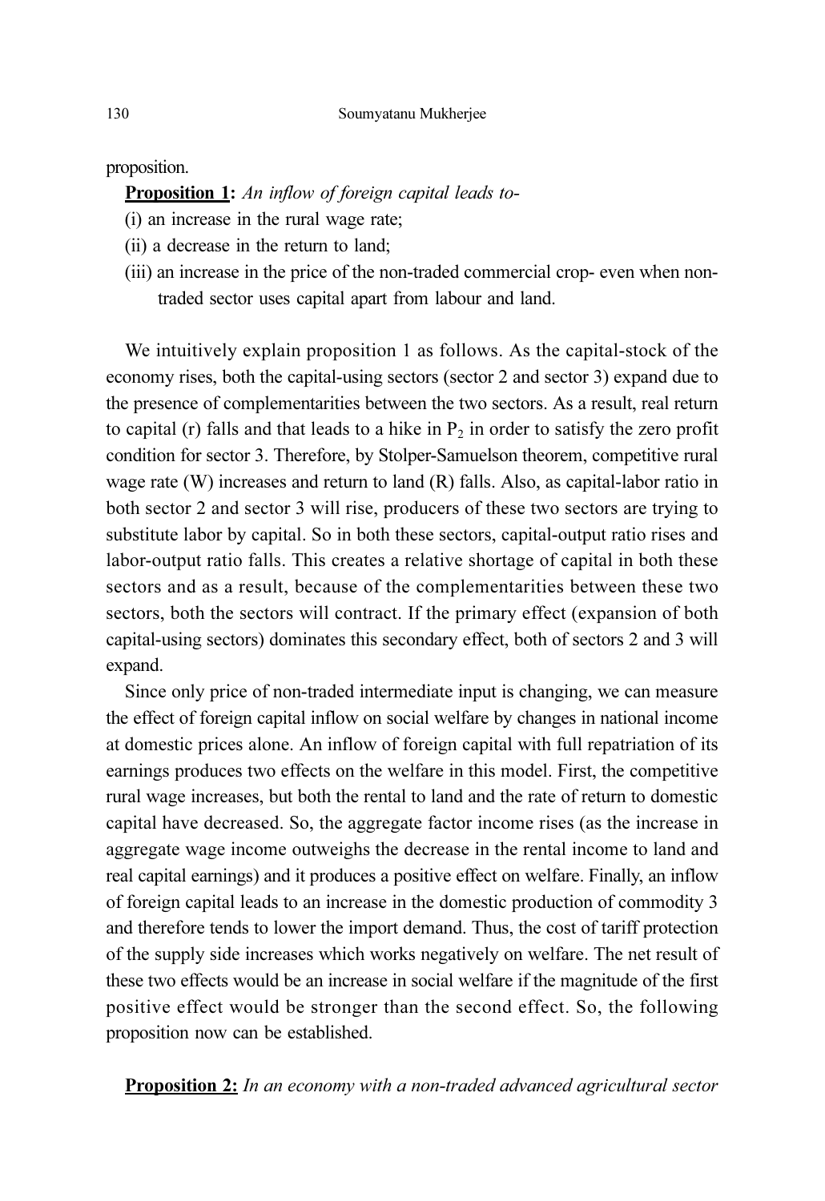proposition.

**Proposition 1:** *An inflow of foreign capital leads to-*

(i) an increase in the rural wage rate;

(ii) a decrease in the return to land;

(iii) an increase in the price of the non-traded commercial crop- even when non-traded sector uses capital apart from labour and land.

We intuitively explain proposition 1 as follows. As the capital-stock of the economy rises, both the capital-using sectors (sector 2 and sector 3) expand due to the presence of complementarities between the two sectors. As a result, real return to capital (r) falls and that leads to a hike in $P_2$ in order to satisfy the zero profit condition for sector 3. Therefore, by Stolper-Samuelson theorem, competitive rural wage rate (W) increases and return to land (R) falls. Also, as capital-labor ratio in both sector 2 and sector 3 will rise, producers of these two sectors are trying to substitute labor by capital. So in both these sectors, capital-output ratio rises and labor-output ratio falls. This creates a relative shortage of capital in both these sectors and as a result, because of the complementarities between these two sectors, both the sectors will contract. If the primary effect (expansion of both capital-using sectors) dominates this secondary effect, both of sectors 2 and 3 will expand.

Since only price of non-traded intermediate input is changing, we can measure the effect of foreign capital inflow on social welfare by changes in national income at domestic prices alone. An inflow of foreign capital with full repatriation of its earnings produces two effects on the welfare in this model. First, the competitive rural wage increases, but both the rental to land and the rate of return to domestic capital have decreased. So, the aggregate factor income rises (as the increase in aggregate wage income outweighs the decrease in the rental income to land and real capital earnings) and it produces a positive effect on welfare. Finally, an inflow of foreign capital leads to an increase in the domestic production of commodity 3 and therefore tends to lower the import demand. Thus, the cost of tariff protection of the supply side increases which works negatively on welfare. The net result of these two effects would be an increase in social welfare if the magnitude of the first positive effect would be stronger than the second effect. So, the following proposition now can be established.

**Proposition 2:** *In an economy with a non-traded advanced agricultural sector*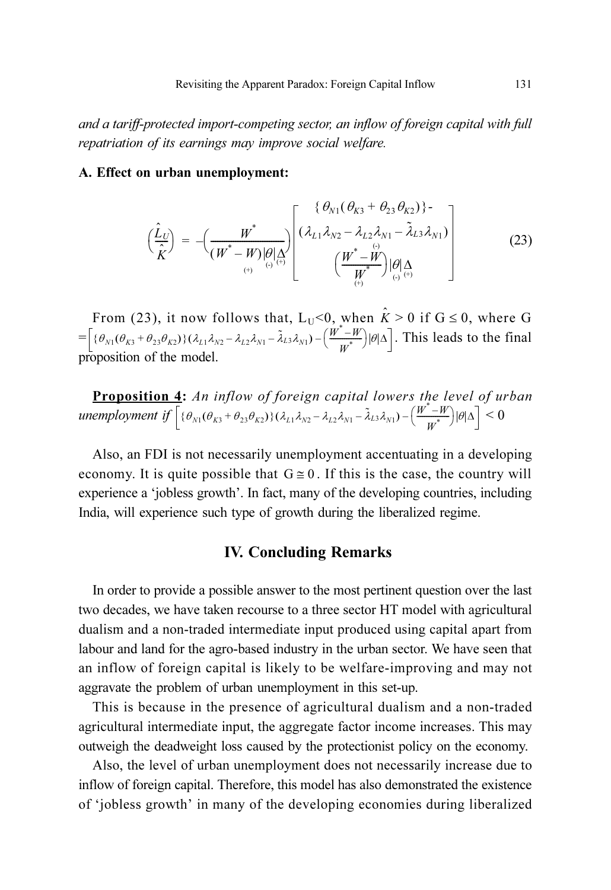*and a tariff-protected import-competing sector, an inflow of foreign capital with full repatriation of its earnings may improve social welfare.*

**A. Effect on urban unemployment:**

$$\left(\frac{\hat{L}_U}{\hat{K}}\right) = -\left(\frac{W^*}{\underset{(+)}{(W^* - W)}\underset{(-)}{|\theta|}\underset{(+)}{\Delta}}\right)\left[\begin{array}{c}\{\theta_{N1}(\theta_{K3} + \theta_{23}\theta_{K2})\}- \\ \underset{(-)}{(\lambda_{L1}\lambda_{N2} - \lambda_{L2}\lambda_{N1} - \tilde{\lambda}_{L3}\lambda_{N1})} \\ \underset{(+)}{\left(\frac{W^* - W}{W^*}\right)}\underset{(-)}{|\theta|}\underset{(+)}{\Delta}\end{array}\right] \tag{23}$$

From (23), it now follows that, $L_U<0$, when $\hat{K} > 0$ if $G \leq 0$, where G $=\left[\{\theta_{N1}(\theta_{K3}+\theta_{23}\theta_{K2})\}(\lambda_{L1}\lambda_{N2}-\lambda_{L2}\lambda_{N1}-\tilde{\lambda}_{L3}\lambda_{N1})-\left(\frac{W^*-W}{W^*}\right)|\theta|\Delta\right]$. This leads to the final proposition of the model.

**Proposition 4:** *An inflow of foreign capital lowers the level of urban unemployment if* $\left[\{\theta_{N1}(\theta_{K3}+\theta_{23}\theta_{K2})\}(\lambda_{L1}\lambda_{N2}-\lambda_{L2}\lambda_{N1}-\tilde{\lambda}_{L3}\lambda_{N1})-\left(\frac{W^*-W}{W^*}\right)|\theta|\Delta\right] < 0$

Also, an FDI is not necessarily unemployment accentuating in a developing economy. It is quite possible that $G \cong 0$. If this is the case, the country will experience a 'jobless growth'. In fact, many of the developing countries, including India, will experience such type of growth during the liberalized regime.

## IV. Concluding Remarks

In order to provide a possible answer to the most pertinent question over the last two decades, we have taken recourse to a three sector HT model with agricultural dualism and a non-traded intermediate input produced using capital apart from labour and land for the agro-based industry in the urban sector. We have seen that an inflow of foreign capital is likely to be welfare-improving and may not aggravate the problem of urban unemployment in this set-up.

This is because in the presence of agricultural dualism and a non-traded agricultural intermediate input, the aggregate factor income increases. This may outweigh the deadweight loss caused by the protectionist policy on the economy.

Also, the level of urban unemployment does not necessarily increase due to inflow of foreign capital. Therefore, this model has also demonstrated the existence of 'jobless growth' in many of the developing economies during liberalized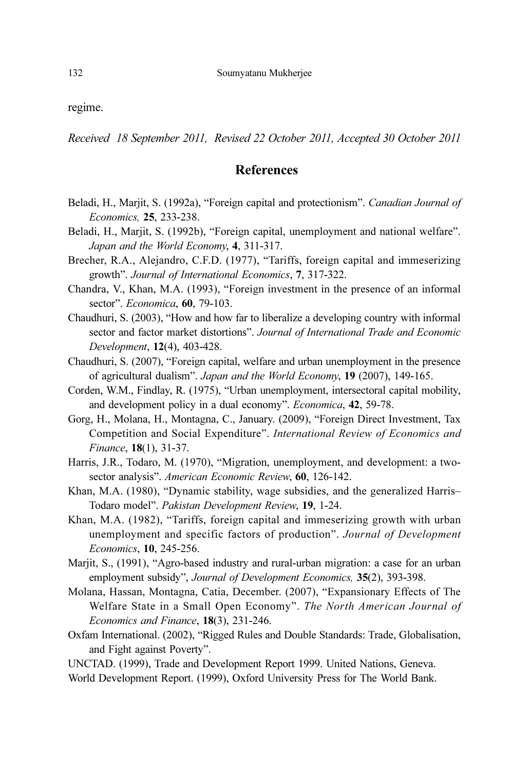regime.

*Received 18 September 2011, Revised 22 October 2011, Accepted 30 October 2011*

## References

Beladi, H., Marjit, S. (1992a), "Foreign capital and protectionism". *Canadian Journal of Economics,* **25**, 233-238.

Beladi, H., Marjit, S. (1992b), "Foreign capital, unemployment and national welfare". *Japan and the World Economy*, **4**, 311-317.

Brecher, R.A., Alejandro, C.F.D. (1977), "Tariffs, foreign capital and immeserizing growth". *Journal of International Economics*, **7**, 317-322.

Chandra, V., Khan, M.A. (1993), "Foreign investment in the presence of an informal sector". *Economica*, **60**, 79-103.

Chaudhuri, S. (2003), "How and how far to liberalize a developing country with informal sector and factor market distortions". *Journal of International Trade and Economic Development*, **12**(4), 403-428.

Chaudhuri, S. (2007), "Foreign capital, welfare and urban unemployment in the presence of agricultural dualism". *Japan and the World Economy*, **19** (2007), 149-165.

Corden, W.M., Findlay, R. (1975), "Urban unemployment, intersectoral capital mobility, and development policy in a dual economy". *Economica*, **42**, 59-78.

Gorg, H., Molana, H., Montagna, C., January. (2009), "Foreign Direct Investment, Tax Competition and Social Expenditure". *International Review of Economics and Finance*, **18**(1), 31-37.

Harris, J.R., Todaro, M. (1970), "Migration, unemployment, and development: a two-sector analysis". *American Economic Review*, **60**, 126-142.

Khan, M.A. (1980), "Dynamic stability, wage subsidies, and the generalized Harris–Todaro model". *Pakistan Development Review*, **19**, 1-24.

Khan, M.A. (1982), "Tariffs, foreign capital and immeserizing growth with urban unemployment and specific factors of production". *Journal of Development Economics*, **10**, 245-256.

Marjit, S., (1991), "Agro-based industry and rural-urban migration: a case for an urban employment subsidy", *Journal of Development Economics,* **35**(2), 393-398.

Molana, Hassan, Montagna, Catia, December. (2007), "Expansionary Effects of The Welfare State in a Small Open Economy". *The North American Journal of Economics and Finance*, **18**(3), 231-246.

Oxfam International. (2002), "Rigged Rules and Double Standards: Trade, Globalisation, and Fight against Poverty".

UNCTAD. (1999), Trade and Development Report 1999. United Nations, Geneva.

World Development Report. (1999), Oxford University Press for The World Bank.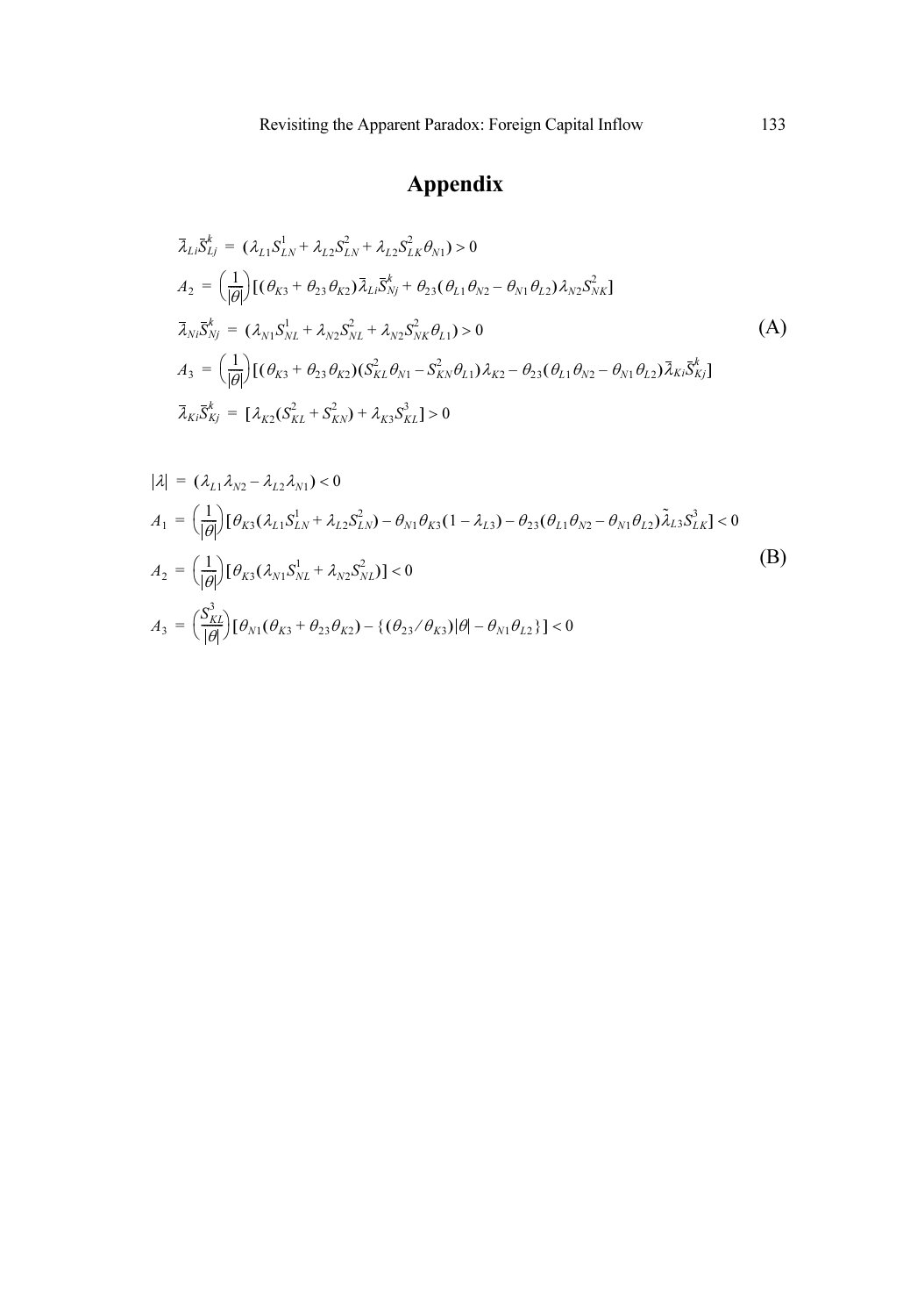# Appendix

$$
\begin{aligned}
\bar{\lambda}_{Li}\bar{S}^{k}_{Lj} &= (\lambda_{L1}S^{1}_{LN} + \lambda_{L2}S^{2}_{LN} + \lambda_{L2}S^{2}_{LK}\theta_{N1}) > 0 \\
A_2 &= \left(\frac{1}{|\theta|}\right)[(\theta_{K3} + \theta_{23}\theta_{K2})\bar{\lambda}_{Li}\bar{S}^{k}_{Nj} + \theta_{23}(\theta_{L1}\theta_{N2} - \theta_{N1}\theta_{L2})\lambda_{N2}S^{2}_{NK}] \\
\bar{\lambda}_{Ni}\bar{S}^{k}_{Nj} &= (\lambda_{N1}S^{1}_{NL} + \lambda_{N2}S^{2}_{NL} + \lambda_{N2}S^{2}_{NK}\theta_{L1}) > 0 \\
A_3 &= \left(\frac{1}{|\theta|}\right)[(\theta_{K3} + \theta_{23}\theta_{K2})(S^{2}_{KL}\theta_{N1} - S^{2}_{KN}\theta_{L1})\lambda_{K2} - \theta_{23}(\theta_{L1}\theta_{N2} - \theta_{N1}\theta_{L2})\bar{\lambda}_{Ki}\bar{S}^{k}_{Kj}] \\
\bar{\lambda}_{Ki}\bar{S}^{k}_{Kj} &= [\lambda_{K2}(S^{2}_{KL} + S^{2}_{KN}) + \lambda_{K3}S^{3}_{KL}] > 0
\end{aligned}
\tag{A}
$$

$$
\begin{aligned}
|\lambda| &= (\lambda_{L1}\lambda_{N2} - \lambda_{L2}\lambda_{N1}) < 0 \\
A_1 &= \left(\frac{1}{|\theta|}\right)[\theta_{K3}(\lambda_{L1}S^{1}_{LN} + \lambda_{L2}S^{2}_{LN}) - \theta_{N1}\theta_{K3}(1 - \lambda_{L3}) - \theta_{23}(\theta_{L1}\theta_{N2} - \theta_{N1}\theta_{L2})\tilde{\lambda}_{L3}S^{3}_{LK}] < 0 \\
A_2 &= \left(\frac{1}{|\theta|}\right)[\theta_{K3}(\lambda_{N1}S^{1}_{NL} + \lambda_{N2}S^{2}_{NL})] < 0 \\
A_3 &= \left(\frac{S^{3}_{KL}}{|\theta|}\right)[\theta_{N1}(\theta_{K3} + \theta_{23}\theta_{K2}) - \{(\theta_{23}/\theta_{K3})|\theta| - \theta_{N1}\theta_{L2}\}] < 0
\end{aligned}
\tag{B}
$$